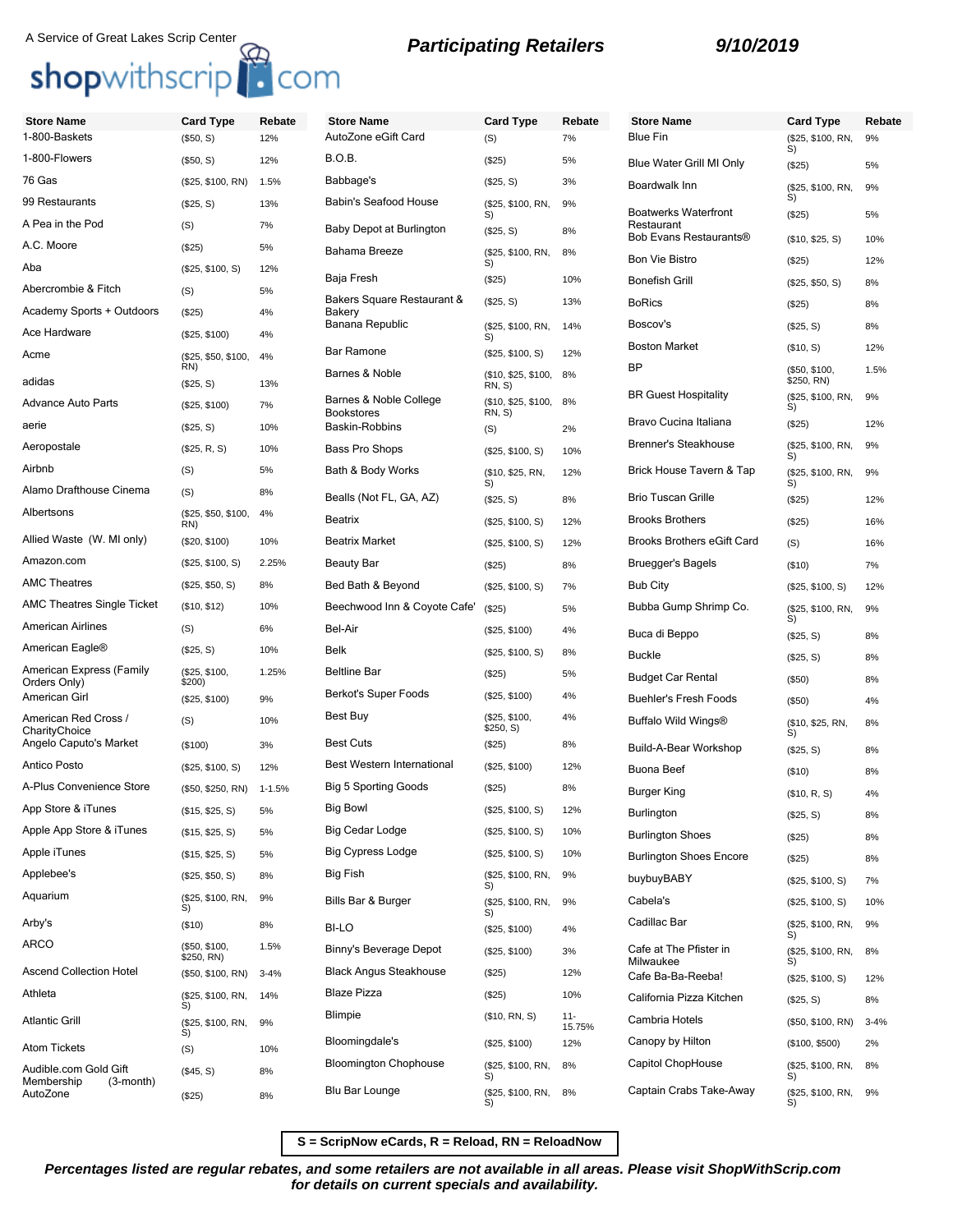A Service of Great Lakes Scrip Center

shopwithscrip.com

## Participating Retailers

**9/10/2019**

| Store Name | Card Type | Rebate |
|---|---|---|
| 1-800-Baskets | ($50, S) | 12% |
| 1-800-Flowers | ($50, S) | 12% |
| 76 Gas | ($25, $100, RN) | 1.5% |
| 99 Restaurants | ($25, S) | 13% |
| A Pea in the Pod | (S) | 7% |
| A.C. Moore | ($25) | 5% |
| Aba | ($25, $100, S) | 12% |
| Abercrombie & Fitch | (S) | 5% |
| Academy Sports + Outdoors | ($25) | 4% |
| Ace Hardware | ($25, $100) | 4% |
| Acme | ($25, $50, $100, RN) | 4% |
| adidas | ($25, S) | 13% |
| Advance Auto Parts | ($25, $100) | 7% |
| aerie | ($25, S) | 10% |
| Aeropostale | ($25, R, S) | 10% |
| Airbnb | (S) | 5% |
| Alamo Drafthouse Cinema | (S) | 8% |
| Albertsons | ($25, $50, $100, RN) | 4% |
| Allied Waste (W. MI only) | ($20, $100) | 10% |
| Amazon.com | ($25, $100, S) | 2.25% |
| AMC Theatres | ($25, $50, S) | 8% |
| AMC Theatres Single Ticket | ($10, $12) | 10% |
| American Airlines | (S) | 6% |
| American Eagle® | ($25, S) | 10% |
| American Express (Family Orders Only) | ($25, $100, $200) | 1.25% |
| American Girl | ($25, $100) | 9% |
| American Red Cross / CharityChoice | (S) | 10% |
| Angelo Caputo's Market | ($100) | 3% |
| Antico Posto | ($25, $100, S) | 12% |
| A-Plus Convenience Store | ($50, $250, RN) | 1-1.5% |
| App Store & iTunes | ($15, $25, S) | 5% |
| Apple App Store & iTunes | ($15, $25, S) | 5% |
| Apple iTunes | ($15, $25, S) | 5% |
| Applebee's | ($25, $50, S) | 8% |
| Aquarium | ($25, $100, RN, S) | 9% |
| Arby's | ($10) | 8% |
| ARCO | ($50, $100, $250, RN) | 1.5% |
| Ascend Collection Hotel | ($50, $100, RN) | 3-4% |
| Athleta | ($25, $100, RN, S) | 14% |
| Atlantic Grill | ($25, $100, RN, S) | 9% |
| Atom Tickets | (S) | 10% |
| Audible.com Gold Gift Membership (3-month) | ($45, S) | 8% |
| AutoZone | ($25) | 8% |
| AutoZone eGift Card | (S) | 7% |
| B.O.B. | ($25) | 5% |
| Babbage's | ($25, S) | 3% |
| Babin's Seafood House | ($25, $100, RN, S) | 9% |
| Baby Depot at Burlington | ($25, S) | 8% |
| Bahama Breeze | ($25, $100, RN, S) | 8% |
| Baja Fresh | ($25) | 10% |
| Bakers Square Restaurant & Bakery | ($25, S) | 13% |
| Banana Republic | ($25, $100, RN, S) | 14% |
| Bar Ramone | ($25, $100, S) | 12% |
| Barnes & Noble | ($10, $25, $100, RN, S) | 8% |
| Barnes & Noble College Bookstores | ($10, $25, $100, RN, S) | 8% |
| Baskin-Robbins | (S) | 2% |
| Bass Pro Shops | ($25, $100, S) | 10% |
| Bath & Body Works | ($10, $25, RN, S) | 12% |
| Bealls (Not FL, GA, AZ) | ($25, S) | 8% |
| Beatrix | ($25, $100, S) | 12% |
| Beatrix Market | ($25, $100, S) | 12% |
| Beauty Bar | ($25) | 8% |
| Bed Bath & Beyond | ($25, $100, S) | 7% |
| Beechwood Inn & Coyote Cafe' | ($25) | 5% |
| Bel-Air | ($25, $100) | 4% |
| Belk | ($25, $100, S) | 8% |
| Beltline Bar | ($25) | 5% |
| Berkot's Super Foods | ($25, $100) | 4% |
| Best Buy | ($25, $100, $250, S) | 4% |
| Best Cuts | ($25) | 8% |
| Best Western International | ($25, $100) | 12% |
| Big 5 Sporting Goods | ($25) | 8% |
| Big Bowl | ($25, $100, S) | 12% |
| Big Cedar Lodge | ($25, $100, S) | 10% |
| Big Cypress Lodge | ($25, $100, S) | 10% |
| Big Fish | ($25, $100, RN, S) | 9% |
| Bills Bar & Burger | ($25, $100, RN, S) | 9% |
| BI-LO | ($25, $100) | 4% |
| Binny's Beverage Depot | ($25, $100) | 3% |
| Black Angus Steakhouse | ($25) | 12% |
| Blaze Pizza | ($25) | 10% |
| Blimpie | ($10, RN, S) | 11-15.75% |
| Bloomingdale's | ($25, $100) | 12% |
| Bloomington Chophouse | ($25, $100, RN, S) | 8% |
| Blu Bar Lounge | ($25, $100, RN, S) | 8% |
| Blue Fin | ($25, $100, RN, S) | 9% |
| Blue Water Grill MI Only | ($25) | 5% |
| Boardwalk Inn | ($25, $100, RN, S) | 9% |
| Boatwerks Waterfront Restaurant | ($25) | 5% |
| Bob Evans Restaurants® | ($10, $25, S) | 10% |
| Bon Vie Bistro | ($25) | 12% |
| Bonefish Grill | ($25, $50, S) | 8% |
| BoRics | ($25) | 8% |
| Boscov's | ($25, S) | 8% |
| Boston Market | ($10, S) | 12% |
| BP | ($50, $100, $250, RN) | 1.5% |
| BR Guest Hospitality | ($25, $100, RN, S) | 9% |
| Bravo Cucina Italiana | ($25) | 12% |
| Brenner's Steakhouse | ($25, $100, RN, S) | 9% |
| Brick House Tavern & Tap | ($25, $100, RN, S) | 9% |
| Brio Tuscan Grille | ($25) | 12% |
| Brooks Brothers | ($25) | 16% |
| Brooks Brothers eGift Card | (S) | 16% |
| Bruegger's Bagels | ($10) | 7% |
| Bub City | ($25, $100, S) | 12% |
| Bubba Gump Shrimp Co. | ($25, $100, RN, S) | 9% |
| Buca di Beppo | ($25, S) | 8% |
| Buckle | ($25, S) | 8% |
| Budget Car Rental | ($50) | 8% |
| Buehler's Fresh Foods | ($50) | 4% |
| Buffalo Wild Wings® | ($10, $25, RN, S) | 8% |
| Build-A-Bear Workshop | ($25, S) | 8% |
| Buona Beef | ($10) | 8% |
| Burger King | ($10, R, S) | 4% |
| Burlington | ($25, S) | 8% |
| Burlington Shoes | ($25) | 8% |
| Burlington Shoes Encore | ($25) | 8% |
| buybuyBABY | ($25, $100, S) | 7% |
| Cabela's | ($25, $100, S) | 10% |
| Cadillac Bar | ($25, $100, RN, S) | 9% |
| Cafe at The Pfister in Milwaukee | ($25, $100, RN, S) | 8% |
| Cafe Ba-Ba-Reeba! | ($25, $100, S) | 12% |
| California Pizza Kitchen | ($25, S) | 8% |
| Cambria Hotels | ($50, $100, RN) | 3-4% |
| Canopy by Hilton | ($100, $500) | 2% |
| Capitol ChopHouse | ($25, $100, RN, S) | 8% |
| Captain Crabs Take-Away | ($25, $100, RN, S) | 9% |

**S = ScripNow eCards, R = Reload, RN = ReloadNow**

***Percentages listed are regular rebates, and some retailers are not available in all areas. Please visit ShopWithScrip.com for details on current specials and availability.***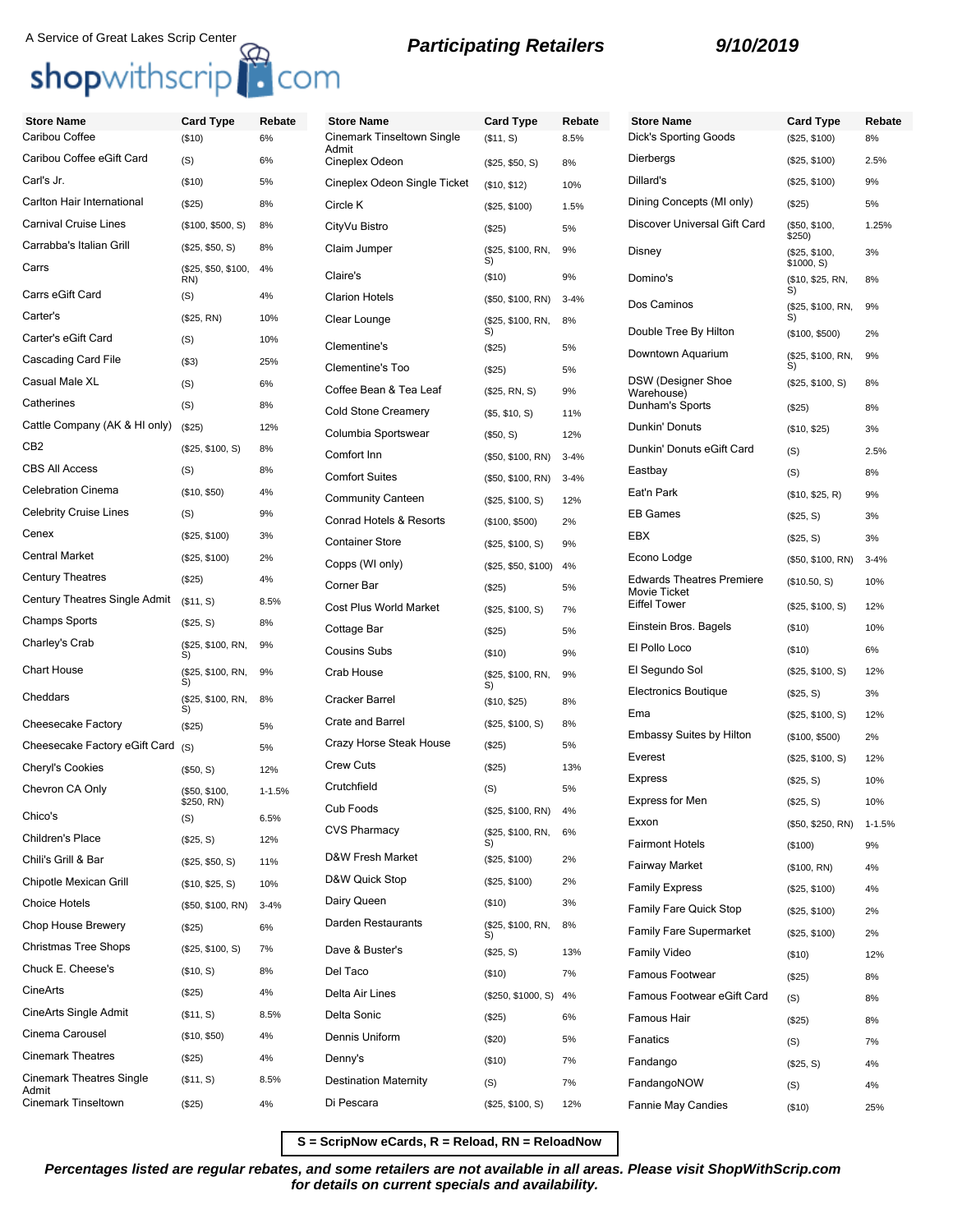A Service of Great Lakes Scrip Center

shopwithscrip.com

## Participating Retailers

**9/10/2019**

| Store Name | Card Type | Rebate |
|---|---|---|
| Caribou Coffee | ($10) | 6% |
| Caribou Coffee eGift Card | (S) | 6% |
| Carl's Jr. | ($10) | 5% |
| Carlton Hair International | ($25) | 8% |
| Carnival Cruise Lines | ($100, $500, S) | 8% |
| Carrabba's Italian Grill | ($25, $50, S) | 8% |
| Carrs | ($25, $50, $100, RN) | 4% |
| Carrs eGift Card | (S) | 4% |
| Carter's | ($25, RN) | 10% |
| Carter's eGift Card | (S) | 10% |
| Cascading Card File | ($3) | 25% |
| Casual Male XL | (S) | 6% |
| Catherines | (S) | 8% |
| Cattle Company (AK & HI only) | ($25) | 12% |
| CB2 | ($25, $100, S) | 8% |
| CBS All Access | (S) | 8% |
| Celebration Cinema | ($10, $50) | 4% |
| Celebrity Cruise Lines | (S) | 9% |
| Cenex | ($25, $100) | 3% |
| Central Market | ($25, $100) | 2% |
| Century Theatres | ($25) | 4% |
| Century Theatres Single Admit | ($11, S) | 8.5% |
| Champs Sports | ($25, S) | 8% |
| Charley's Crab | ($25, $100, RN, S) | 9% |
| Chart House | ($25, $100, RN, S) | 9% |
| Cheddars | ($25, $100, RN, S) | 8% |
| Cheesecake Factory | ($25) | 5% |
| Cheesecake Factory eGift Card | (S) | 5% |
| Cheryl's Cookies | ($50, S) | 12% |
| Chevron CA Only | ($50, $100, $250, RN) | 1-1.5% |
| Chico's | (S) | 6.5% |
| Children's Place | ($25, S) | 12% |
| Chili's Grill & Bar | ($25, $50, S) | 11% |
| Chipotle Mexican Grill | ($10, $25, S) | 10% |
| Choice Hotels | ($50, $100, RN) | 3-4% |
| Chop House Brewery | ($25) | 6% |
| Christmas Tree Shops | ($25, $100, S) | 7% |
| Chuck E. Cheese's | ($10, S) | 8% |
| CineArts | ($25) | 4% |
| CineArts Single Admit | ($11, S) | 8.5% |
| Cinema Carousel | ($10, $50) | 4% |
| Cinemark Theatres | ($25) | 4% |
| Cinemark Theatres Single Admit | ($11, S) | 8.5% |
| Cinemark Tinseltown | ($25) | 4% |
| Cinemark Tinseltown Single Admit | ($11, S) | 8.5% |
| Cineplex Odeon | ($25, $50, S) | 8% |
| Cineplex Odeon Single Ticket | ($10, $12) | 10% |
| Circle K | ($25, $100) | 1.5% |
| CityVu Bistro | ($25) | 5% |
| Claim Jumper | ($25, $100, RN, S) | 9% |
| Claire's | ($10) | 9% |
| Clarion Hotels | ($50, $100, RN) | 3-4% |
| Clear Lounge | ($25, $100, RN, S) | 8% |
| Clementine's | ($25) | 5% |
| Clementine's Too | ($25) | 5% |
| Coffee Bean & Tea Leaf | ($25, RN, S) | 9% |
| Cold Stone Creamery | ($5, $10, S) | 11% |
| Columbia Sportswear | ($50, S) | 12% |
| Comfort Inn | ($50, $100, RN) | 3-4% |
| Comfort Suites | ($50, $100, RN) | 3-4% |
| Community Canteen | ($25, $100, S) | 12% |
| Conrad Hotels & Resorts | ($100, $500) | 2% |
| Container Store | ($25, $100, S) | 9% |
| Copps (WI only) | ($25, $50, $100) | 4% |
| Corner Bar | ($25) | 5% |
| Cost Plus World Market | ($25, $100, S) | 7% |
| Cottage Bar | ($25) | 5% |
| Cousins Subs | ($10) | 9% |
| Crab House | ($25, $100, RN, S) | 9% |
| Cracker Barrel | ($10, $25) | 8% |
| Crate and Barrel | ($25, $100, S) | 8% |
| Crazy Horse Steak House | ($25) | 5% |
| Crew Cuts | ($25) | 13% |
| Crutchfield | (S) | 5% |
| Cub Foods | ($25, $100, RN) | 4% |
| CVS Pharmacy | ($25, $100, RN, S) | 6% |
| D&W Fresh Market | ($25, $100) | 2% |
| D&W Quick Stop | ($25, $100) | 2% |
| Dairy Queen | ($10) | 3% |
| Darden Restaurants | ($25, $100, RN, S) | 8% |
| Dave & Buster's | ($25, S) | 13% |
| Del Taco | ($10) | 7% |
| Delta Air Lines | ($250, $1000, S) | 4% |
| Delta Sonic | ($25) | 6% |
| Dennis Uniform | ($20) | 5% |
| Denny's | ($10) | 7% |
| Destination Maternity | (S) | 7% |
| Di Pescara | ($25, $100, S) | 12% |
| Dick's Sporting Goods | ($25, $100) | 8% |
| Dierbergs | ($25, $100) | 2.5% |
| Dillard's | ($25, $100) | 9% |
| Dining Concepts (MI only) | ($25) | 5% |
| Discover Universal Gift Card | ($50, $100, $250) | 1.25% |
| Disney | ($25, $100, $1000, S) | 3% |
| Domino's | ($10, $25, RN, S) | 8% |
| Dos Caminos | ($25, $100, RN, S) | 9% |
| Double Tree By Hilton | ($100, $500) | 2% |
| Downtown Aquarium | ($25, $100, RN, S) | 9% |
| DSW (Designer Shoe Warehouse) | ($25, $100, S) | 8% |
| Dunham's Sports | ($25) | 8% |
| Dunkin' Donuts | ($10, $25) | 3% |
| Dunkin' Donuts eGift Card | (S) | 2.5% |
| Eastbay | (S) | 8% |
| Eat'n Park | ($10, $25, R) | 9% |
| EB Games | ($25, S) | 3% |
| EBX | ($25, S) | 3% |
| Econo Lodge | ($50, $100, RN) | 3-4% |
| Edwards Theatres Premiere Movie Ticket | ($10.50, S) | 10% |
| Eiffel Tower | ($25, $100, S) | 12% |
| Einstein Bros. Bagels | ($10) | 10% |
| El Pollo Loco | ($10) | 6% |
| El Segundo Sol | ($25, $100, S) | 12% |
| Electronics Boutique | ($25, S) | 3% |
| Ema | ($25, $100, S) | 12% |
| Embassy Suites by Hilton | ($100, $500) | 2% |
| Everest | ($25, $100, S) | 12% |
| Express | ($25, S) | 10% |
| Express for Men | ($25, S) | 10% |
| Exxon | ($50, $250, RN) | 1-1.5% |
| Fairmont Hotels | ($100) | 9% |
| Fairway Market | ($100, RN) | 4% |
| Family Express | ($25, $100) | 4% |
| Family Fare Quick Stop | ($25, $100) | 2% |
| Family Fare Supermarket | ($25, $100) | 2% |
| Family Video | ($10) | 12% |
| Famous Footwear | ($25) | 8% |
| Famous Footwear eGift Card | (S) | 8% |
| Famous Hair | ($25) | 8% |
| Fanatics | (S) | 7% |
| Fandango | ($25, S) | 4% |
| FandangoNOW | (S) | 4% |
| Fannie May Candies | ($10) | 25% |

**S = ScripNow eCards, R = Reload, RN = ReloadNow**

***Percentages listed are regular rebates, and some retailers are not available in all areas. Please visit ShopWithScrip.com for details on current specials and availability.***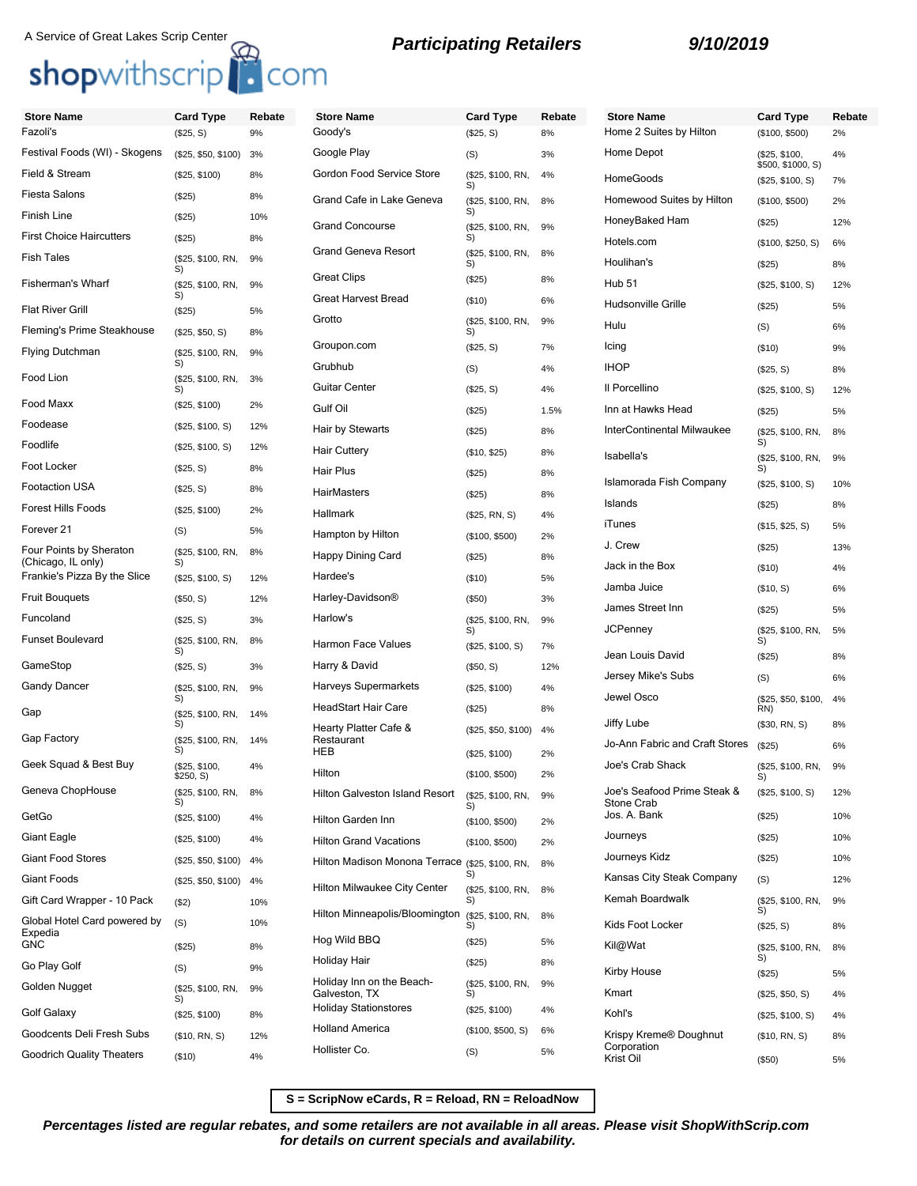A Service of Great Lakes Scrip Center

shopwithscrip.com

## Participating Retailers

9/10/2019

| Store Name | Card Type | Rebate |
| --- | --- | --- |
| Fazoli's | ($25, S) | 9% |
| Festival Foods (WI) - Skogens | ($25, $50, $100) | 3% |
| Field & Stream | ($25, $100) | 8% |
| Fiesta Salons | ($25) | 8% |
| Finish Line | ($25) | 10% |
| First Choice Haircutters | ($25) | 8% |
| Fish Tales | ($25, $100, RN, S) | 9% |
| Fisherman's Wharf | ($25, $100, RN, S) | 9% |
| Flat River Grill | ($25) | 5% |
| Fleming's Prime Steakhouse | ($25, $50, S) | 8% |
| Flying Dutchman | ($25, $100, RN, S) | 9% |
| Food Lion | ($25, $100, RN, S) | 3% |
| Food Maxx | ($25, $100) | 2% |
| Foodease | ($25, $100, S) | 12% |
| Foodlife | ($25, $100, S) | 12% |
| Foot Locker | ($25, S) | 8% |
| Footaction USA | ($25, S) | 8% |
| Forest Hills Foods | ($25, $100) | 2% |
| Forever 21 | (S) | 5% |
| Four Points by Sheraton (Chicago, IL only) | ($25, $100, RN, S) | 8% |
| Frankie's Pizza By the Slice | ($25, $100, S) | 12% |
| Fruit Bouquets | ($50, S) | 12% |
| Funcoland | ($25, S) | 3% |
| Funset Boulevard | ($25, $100, RN, S) | 8% |
| GameStop | ($25, S) | 3% |
| Gandy Dancer | ($25, $100, RN, S) | 9% |
| Gap | ($25, $100, RN, S) | 14% |
| Gap Factory | ($25, $100, RN, S) | 14% |
| Geek Squad & Best Buy | ($25, $100, $250, S) | 4% |
| Geneva ChopHouse | ($25, $100, RN, S) | 8% |
| GetGo | ($25, $100) | 4% |
| Giant Eagle | ($25, $100) | 4% |
| Giant Food Stores | ($25, $50, $100) | 4% |
| Giant Foods | ($25, $50, $100) | 4% |
| Gift Card Wrapper - 10 Pack | ($2) | 10% |
| Global Hotel Card powered by Expedia | (S) | 10% |
| GNC | ($25) | 8% |
| Go Play Golf | (S) | 9% |
| Golden Nugget | ($25, $100, RN, S) | 9% |
| Golf Galaxy | ($25, $100) | 8% |
| Goodcents Deli Fresh Subs | ($10, RN, S) | 12% |
| Goodrich Quality Theaters | ($10) | 4% |
| Goody's | ($25, S) | 8% |
| Google Play | (S) | 3% |
| Gordon Food Service Store | ($25, $100, RN, S) | 4% |
| Grand Cafe in Lake Geneva | ($25, $100, RN, S) | 8% |
| Grand Concourse | ($25, $100, RN, S) | 9% |
| Grand Geneva Resort | ($25, $100, RN, S) | 8% |
| Great Clips | ($25) | 8% |
| Great Harvest Bread | ($10) | 6% |
| Grotto | ($25, $100, RN, S) | 9% |
| Groupon.com | ($25, S) | 7% |
| Grubhub | (S) | 4% |
| Guitar Center | ($25, S) | 4% |
| Gulf Oil | ($25) | 1.5% |
| Hair by Stewarts | ($25) | 8% |
| Hair Cuttery | ($10, $25) | 8% |
| Hair Plus | ($25) | 8% |
| HairMasters | ($25) | 8% |
| Hallmark | ($25, RN, S) | 4% |
| Hampton by Hilton | ($100, $500) | 2% |
| Happy Dining Card | ($25) | 8% |
| Hardee's | ($10) | 5% |
| Harley-Davidson® | ($50) | 3% |
| Harlow's | ($25, $100, RN, S) | 9% |
| Harmon Face Values | ($25, $100, S) | 7% |
| Harry & David | ($50, S) | 12% |
| Harveys Supermarkets | ($25, $100) | 4% |
| HeadStart Hair Care | ($25) | 8% |
| Hearty Platter Cafe & Restaurant | ($25, $50, $100) | 4% |
| HEB | ($25, $100) | 2% |
| Hilton | ($100, $500) | 2% |
| Hilton Galveston Island Resort | ($25, $100, RN, S) | 9% |
| Hilton Garden Inn | ($100, $500) | 2% |
| Hilton Grand Vacations | ($100, $500) | 2% |
| Hilton Madison Monona Terrace | ($25, $100, RN, S) | 8% |
| Hilton Milwaukee City Center | ($25, $100, RN, S) | 8% |
| Hilton Minneapolis/Bloomington | ($25, $100, RN, S) | 8% |
| Hog Wild BBQ | ($25) | 5% |
| Holiday Hair | ($25) | 8% |
| Holiday Inn on the Beach-Galveston, TX | ($25, $100, RN, S) | 9% |
| Holiday Stationstores | ($25, $100) | 4% |
| Holland America | ($100, $500, S) | 6% |
| Hollister Co. | (S) | 5% |
| Home 2 Suites by Hilton | ($100, $500) | 2% |
| Home Depot | ($25, $100, $500, $1000, S) | 4% |
| HomeGoods | ($25, $100, S) | 7% |
| Homewood Suites by Hilton | ($100, $500) | 2% |
| HoneyBaked Ham | ($25) | 12% |
| Hotels.com | ($100, $250, S) | 6% |
| Houlihan's | ($25) | 8% |
| Hub 51 | ($25, $100, S) | 12% |
| Hudsonville Grille | ($25) | 5% |
| Hulu | (S) | 6% |
| Icing | ($10) | 9% |
| IHOP | ($25, S) | 8% |
| Il Porcellino | ($25, $100, S) | 12% |
| Inn at Hawks Head | ($25) | 5% |
| InterContinental Milwaukee | ($25, $100, RN, S) | 8% |
| Isabella's | ($25, $100, RN, S) | 9% |
| Islamorada Fish Company | ($25, $100, S) | 10% |
| Islands | ($25) | 8% |
| iTunes | ($15, $25, S) | 5% |
| J. Crew | ($25) | 13% |
| Jack in the Box | ($10) | 4% |
| Jamba Juice | ($10, S) | 6% |
| James Street Inn | ($25) | 5% |
| JCPenney | ($25, $100, RN, S) | 5% |
| Jean Louis David | ($25) | 8% |
| Jersey Mike's Subs | (S) | 6% |
| Jewel Osco | ($25, $50, $100, RN) | 4% |
| Jiffy Lube | ($30, RN, S) | 8% |
| Jo-Ann Fabric and Craft Stores | ($25) | 6% |
| Joe's Crab Shack | ($25, $100, RN, S) | 9% |
| Joe's Seafood Prime Steak & Stone Crab | ($25, $100, S) | 12% |
| Jos. A. Bank | ($25) | 10% |
| Journeys | ($25) | 10% |
| Journeys Kidz | ($25) | 10% |
| Kansas City Steak Company | (S) | 12% |
| Kemah Boardwalk | ($25, $100, RN, S) | 9% |
| Kids Foot Locker | ($25, S) | 8% |
| Kil@Wat | ($25, $100, RN, S) | 8% |
| Kirby House | ($25) | 5% |
| Kmart | ($25, $50, S) | 4% |
| Kohl's | ($25, $100, S) | 4% |
| Krispy Kreme® Doughnut Corporation | ($10, RN, S) | 8% |
| Krist Oil | ($50) | 5% |

**S = ScripNow eCards, R = Reload, RN = ReloadNow**

***Percentages listed are regular rebates, and some retailers are not available in all areas. Please visit ShopWithScrip.com for details on current specials and availability.***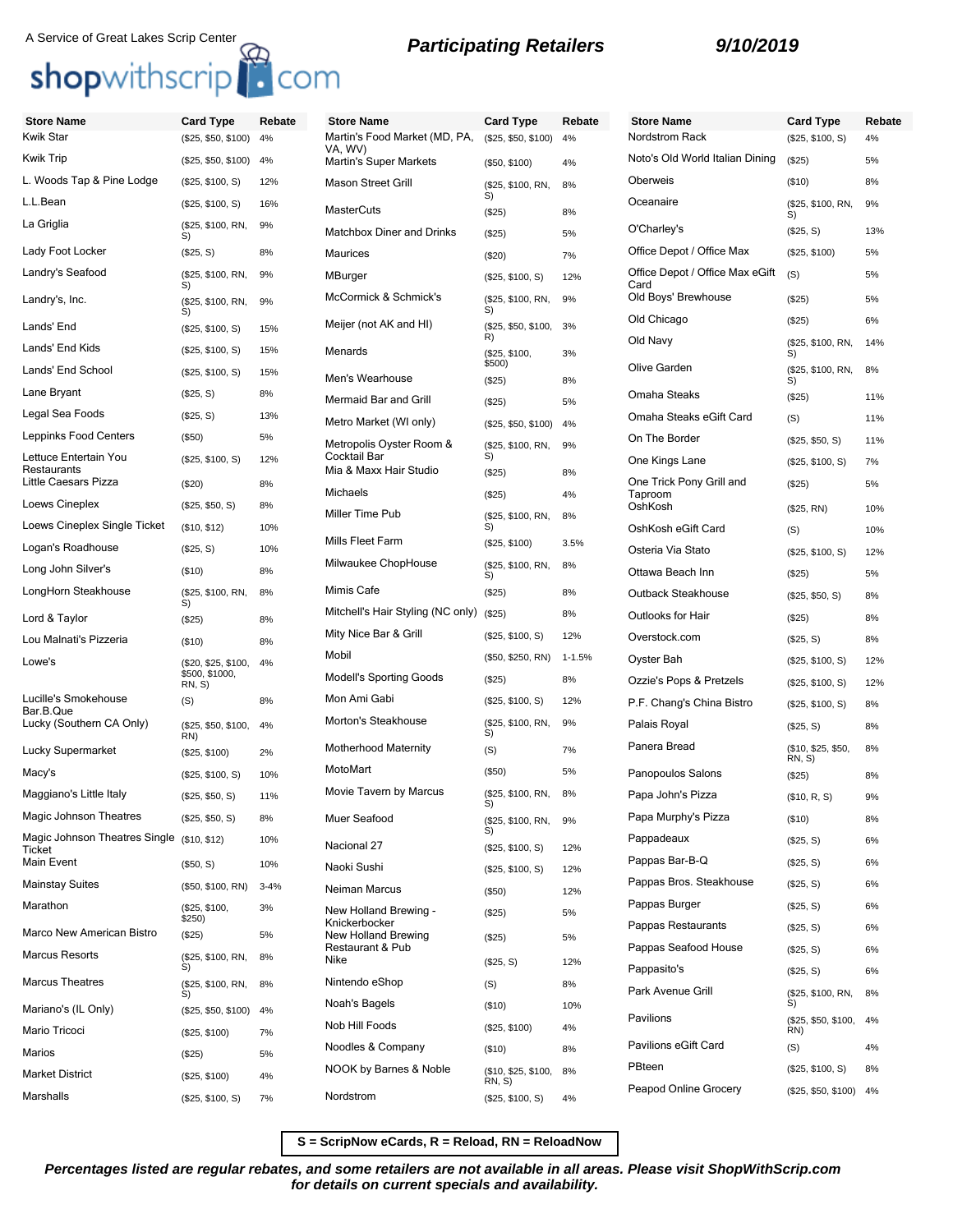A Service of Great Lakes Scrip Center

shopwithscrip.com

## Participating Retailers

9/10/2019

| Store Name | Card Type | Rebate |
|---|---|---|
| Kwik Star | ($25, $50, $100) | 4% |
| Kwik Trip | ($25, $50, $100) | 4% |
| L. Woods Tap & Pine Lodge | ($25, $100, S) | 12% |
| L.L.Bean | ($25, $100, S) | 16% |
| La Griglia | ($25, $100, RN, S) | 9% |
| Lady Foot Locker | ($25, S) | 8% |
| Landry's Seafood | ($25, $100, RN, S) | 9% |
| Landry's, Inc. | ($25, $100, RN, S) | 9% |
| Lands' End | ($25, $100, S) | 15% |
| Lands' End Kids | ($25, $100, S) | 15% |
| Lands' End School | ($25, $100, S) | 15% |
| Lane Bryant | ($25, S) | 8% |
| Legal Sea Foods | ($25, S) | 13% |
| Leppinks Food Centers | ($50) | 5% |
| Lettuce Entertain You Restaurants | ($25, $100, S) | 12% |
| Little Caesars Pizza | ($20) | 8% |
| Loews Cineplex | ($25, $50, S) | 8% |
| Loews Cineplex Single Ticket | ($10, $12) | 10% |
| Logan's Roadhouse | ($25, S) | 10% |
| Long John Silver's | ($10) | 8% |
| LongHorn Steakhouse | ($25, $100, RN, S) | 8% |
| Lord & Taylor | ($25) | 8% |
| Lou Malnati's Pizzeria | ($10) | 8% |
| Lowe's | ($20, $25, $100, $500, $1000, RN, S) | 4% |
| Lucille's Smokehouse Bar.B.Que | (S) | 8% |
| Lucky (Southern CA Only) | ($25, $50, $100, RN) | 4% |
| Lucky Supermarket | ($25, $100) | 2% |
| Macy's | ($25, $100, S) | 10% |
| Maggiano's Little Italy | ($25, $50, S) | 11% |
| Magic Johnson Theatres | ($25, $50, S) | 8% |
| Magic Johnson Theatres Single Ticket | ($10, $12) | 10% |
| Main Event | ($50, S) | 10% |
| Mainstay Suites | ($50, $100, RN) | 3-4% |
| Marathon | ($25, $100, $250) | 3% |
| Marco New American Bistro | ($25) | 5% |
| Marcus Resorts | ($25, $100, RN, S) | 8% |
| Marcus Theatres | ($25, $100, RN, S) | 8% |
| Mariano's (IL Only) | ($25, $50, $100) | 4% |
| Mario Tricoci | ($25, $100) | 7% |
| Marios | ($25) | 5% |
| Market District | ($25, $100) | 4% |
| Marshalls | ($25, $100, S) | 7% |
| Martin's Food Market (MD, PA, VA, WV) | ($25, $50, $100) | 4% |
| Martin's Super Markets | ($50, $100) | 4% |
| Mason Street Grill | ($25, $100, RN, S) | 8% |
| MasterCuts | ($25) | 8% |
| Matchbox Diner and Drinks | ($25) | 5% |
| Maurices | ($20) | 7% |
| MBurger | ($25, $100, S) | 12% |
| McCormick & Schmick's | ($25, $100, RN, S) | 9% |
| Meijer (not AK and HI) | ($25, $50, $100, R) | 3% |
| Menards | ($25, $100, $500) | 3% |
| Men's Wearhouse | ($25) | 8% |
| Mermaid Bar and Grill | ($25) | 5% |
| Metro Market (WI only) | ($25, $50, $100) | 4% |
| Metropolis Oyster Room & Cocktail Bar | ($25, $100, RN, S) | 9% |
| Mia & Maxx Hair Studio | ($25) | 8% |
| Michaels | ($25) | 4% |
| Miller Time Pub | ($25, $100, RN, S) | 8% |
| Mills Fleet Farm | ($25, $100) | 3.5% |
| Milwaukee ChopHouse | ($25, $100, RN, S) | 8% |
| Mimis Cafe | ($25) | 8% |
| Mitchell's Hair Styling (NC only) | ($25) | 8% |
| Mity Nice Bar & Grill | ($25, $100, S) | 12% |
| Mobil | ($50, $250, RN) | 1-1.5% |
| Modell's Sporting Goods | ($25) | 8% |
| Mon Ami Gabi | ($25, $100, S) | 12% |
| Morton's Steakhouse | ($25, $100, RN, S) | 9% |
| Motherhood Maternity | (S) | 7% |
| MotoMart | ($50) | 5% |
| Movie Tavern by Marcus | ($25, $100, RN, S) | 8% |
| Muer Seafood | ($25, $100, RN, S) | 9% |
| Nacional 27 | ($25, $100, S) | 12% |
| Naoki Sushi | ($25, $100, S) | 12% |
| Neiman Marcus | ($50) | 12% |
| New Holland Brewing - Knickerbocker | ($25) | 5% |
| New Holland Brewing Restaurant & Pub | ($25) | 5% |
| Nike | ($25, S) | 12% |
| Nintendo eShop | (S) | 8% |
| Noah's Bagels | ($10) | 10% |
| Nob Hill Foods | ($25, $100) | 4% |
| Noodles & Company | ($10) | 8% |
| NOOK by Barnes & Noble | ($10, $25, $100, RN, S) | 8% |
| Nordstrom | ($25, $100, S) | 4% |
| Nordstrom Rack | ($25, $100, S) | 4% |
| Noto's Old World Italian Dining | ($25) | 5% |
| Oberweis | ($10) | 8% |
| Oceanaire | ($25, $100, RN, S) | 9% |
| O'Charley's | ($25, S) | 13% |
| Office Depot / Office Max | ($25, $100) | 5% |
| Office Depot / Office Max eGift Card | (S) | 5% |
| Old Boys' Brewhouse | ($25) | 5% |
| Old Chicago | ($25) | 6% |
| Old Navy | ($25, $100, RN, S) | 14% |
| Olive Garden | ($25, $100, RN, S) | 8% |
| Omaha Steaks | ($25) | 11% |
| Omaha Steaks eGift Card | (S) | 11% |
| On The Border | ($25, $50, S) | 11% |
| One Kings Lane | ($25, $100, S) | 7% |
| One Trick Pony Grill and Taproom | ($25) | 5% |
| OshKosh | ($25, RN) | 10% |
| OshKosh eGift Card | (S) | 10% |
| Osteria Via Stato | ($25, $100, S) | 12% |
| Ottawa Beach Inn | ($25) | 5% |
| Outback Steakhouse | ($25, $50, S) | 8% |
| Outlooks for Hair | ($25) | 8% |
| Overstock.com | ($25, S) | 8% |
| Oyster Bah | ($25, $100, S) | 12% |
| Ozzie's Pops & Pretzels | ($25, $100, S) | 12% |
| P.F. Chang's China Bistro | ($25, $100, S) | 8% |
| Palais Royal | ($25, S) | 8% |
| Panera Bread | ($10, $25, $50, RN, S) | 8% |
| Panopoulos Salons | ($25) | 8% |
| Papa John's Pizza | ($10, R, S) | 9% |
| Papa Murphy's Pizza | ($10) | 8% |
| Pappadeaux | ($25, S) | 6% |
| Pappas Bar-B-Q | ($25, S) | 6% |
| Pappas Bros. Steakhouse | ($25, S) | 6% |
| Pappas Burger | ($25, S) | 6% |
| Pappas Restaurants | ($25, S) | 6% |
| Pappas Seafood House | ($25, S) | 6% |
| Pappasito's | ($25, S) | 6% |
| Park Avenue Grill | ($25, $100, RN, S) | 8% |
| Pavilions | ($25, $50, $100, RN) | 4% |
| Pavilions eGift Card | (S) | 4% |
| PBteen | ($25, $100, S) | 8% |
| Peapod Online Grocery | ($25, $50, $100) | 4% |

**S = ScripNow eCards, R = Reload, RN = ReloadNow**

***Percentages listed are regular rebates, and some retailers are not available in all areas. Please visit ShopWithScrip.com for details on current specials and availability.***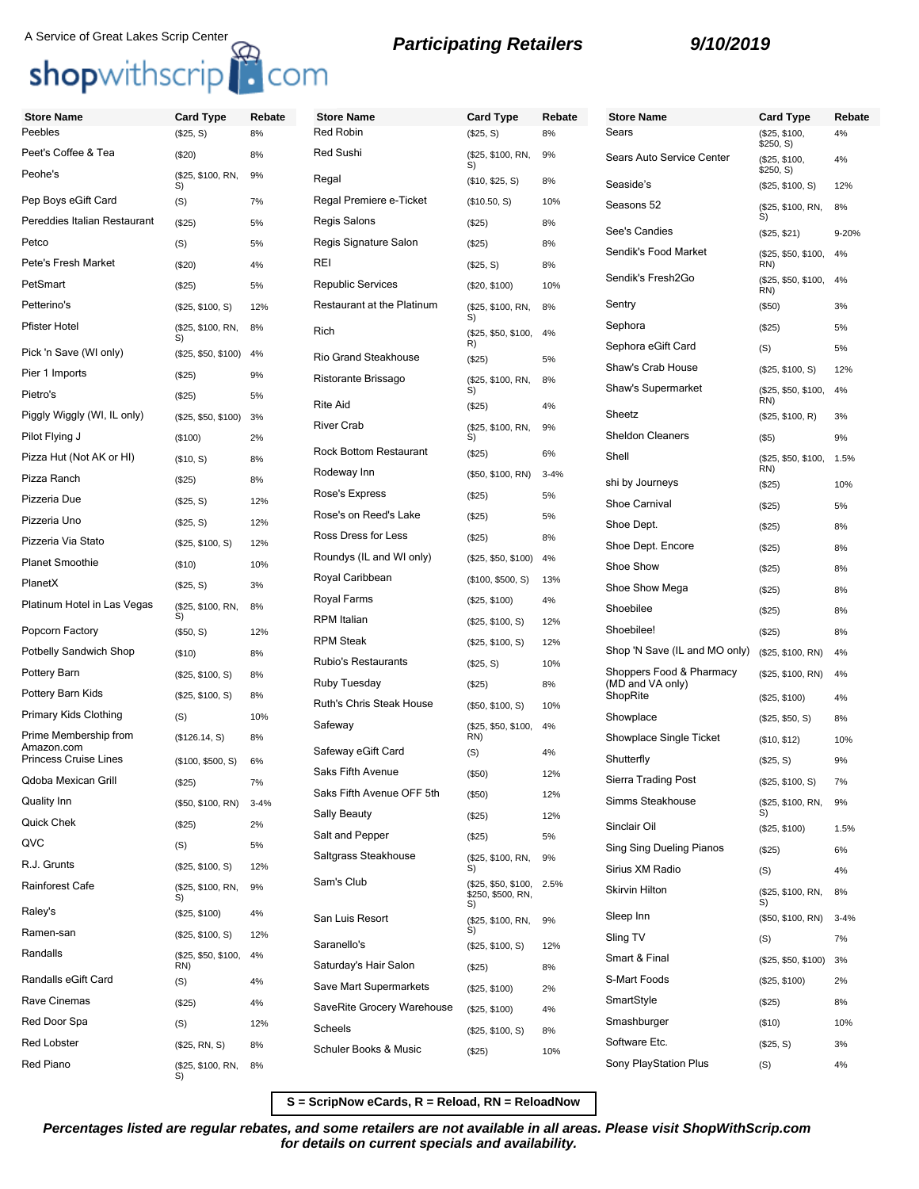A Service of Great Lakes Scrip Center

shopwithscrip.com

## Participating Retailers

9/10/2019

| Store Name | Card Type | Rebate |
|---|---|---|
| Peebles | ($25, S) | 8% |
| Peet's Coffee & Tea | ($20) | 8% |
| Peohe's | ($25, $100, RN, S) | 9% |
| Pep Boys eGift Card | (S) | 7% |
| Pereddies Italian Restaurant | ($25) | 5% |
| Petco | (S) | 5% |
| Pete's Fresh Market | ($20) | 4% |
| PetSmart | ($25) | 5% |
| Petterino's | ($25, $100, S) | 12% |
| Pfister Hotel | ($25, $100, RN, S) | 8% |
| Pick 'n Save (WI only) | ($25, $50, $100) | 4% |
| Pier 1 Imports | ($25) | 9% |
| Pietro's | ($25) | 5% |
| Piggly Wiggly (WI, IL only) | ($25, $50, $100) | 3% |
| Pilot Flying J | ($100) | 2% |
| Pizza Hut (Not AK or HI) | ($10, S) | 8% |
| Pizza Ranch | ($25) | 8% |
| Pizzeria Due | ($25, S) | 12% |
| Pizzeria Uno | ($25, S) | 12% |
| Pizzeria Via Stato | ($25, $100, S) | 12% |
| Planet Smoothie | ($10) | 10% |
| PlanetX | ($25, S) | 3% |
| Platinum Hotel in Las Vegas | ($25, $100, RN, S) | 8% |
| Popcorn Factory | ($50, S) | 12% |
| Potbelly Sandwich Shop | ($10) | 8% |
| Pottery Barn | ($25, $100, S) | 8% |
| Pottery Barn Kids | ($25, $100, S) | 8% |
| Primary Kids Clothing | (S) | 10% |
| Prime Membership from Amazon.com | ($126.14, S) | 8% |
| Princess Cruise Lines | ($100, $500, S) | 6% |
| Qdoba Mexican Grill | ($25) | 7% |
| Quality Inn | ($50, $100, RN) | 3-4% |
| Quick Chek | ($25) | 2% |
| QVC | (S) | 5% |
| R.J. Grunts | ($25, $100, S) | 12% |
| Rainforest Cafe | ($25, $100, RN, S) | 9% |
| Raley's | ($25, $100) | 4% |
| Ramen-san | ($25, $100, S) | 12% |
| Randalls | ($25, $50, $100, RN) | 4% |
| Randalls eGift Card | (S) | 4% |
| Rave Cinemas | ($25) | 4% |
| Red Door Spa | (S) | 12% |
| Red Lobster | ($25, RN, S) | 8% |
| Red Piano | ($25, $100, RN, S) | 8% |
| Red Robin | ($25, S) | 8% |
| Red Sushi | ($25, $100, RN, S) | 9% |
| Regal | ($10, $25, S) | 8% |
| Regal Premiere e-Ticket | ($10.50, S) | 10% |
| Regis Salons | ($25) | 8% |
| Regis Signature Salon | ($25) | 8% |
| REI | ($25, S) | 8% |
| Republic Services | ($20, $100) | 10% |
| Restaurant at the Platinum | ($25, $100, RN, S) | 8% |
| Rich | ($25, $50, $100, R) | 4% |
| Rio Grand Steakhouse | ($25) | 5% |
| Ristorante Brissago | ($25, $100, RN, S) | 8% |
| Rite Aid | ($25) | 4% |
| River Crab | ($25, $100, RN, S) | 9% |
| Rock Bottom Restaurant | ($25) | 6% |
| Rodeway Inn | ($50, $100, RN) | 3-4% |
| Rose's Express | ($25) | 5% |
| Rose's on Reed's Lake | ($25) | 5% |
| Ross Dress for Less | ($25) | 8% |
| Roundys (IL and WI only) | ($25, $50, $100) | 4% |
| Royal Caribbean | ($100, $500, S) | 13% |
| Royal Farms | ($25, $100) | 4% |
| RPM Italian | ($25, $100, S) | 12% |
| RPM Steak | ($25, $100, S) | 12% |
| Rubio's Restaurants | ($25, S) | 10% |
| Ruby Tuesday | ($25) | 8% |
| Ruth's Chris Steak House | ($50, $100, S) | 10% |
| Safeway | ($25, $50, $100, RN) | 4% |
| Safeway eGift Card | (S) | 4% |
| Saks Fifth Avenue | ($50) | 12% |
| Saks Fifth Avenue OFF 5th | ($50) | 12% |
| Sally Beauty | ($25) | 12% |
| Salt and Pepper | ($25) | 5% |
| Saltgrass Steakhouse | ($25, $100, RN, S) | 9% |
| Sam's Club | ($25, $50, $100, $250, $500, RN, S) | 2.5% |
| San Luis Resort | ($25, $100, RN, S) | 9% |
| Saranello's | ($25, $100, S) | 12% |
| Saturday's Hair Salon | ($25) | 8% |
| Save Mart Supermarkets | ($25, $100) | 2% |
| SaveRite Grocery Warehouse | ($25, $100) | 4% |
| Scheels | ($25, $100, S) | 8% |
| Schuler Books & Music | ($25) | 10% |
| Sears | ($25, $100, $250, S) | 4% |
| Sears Auto Service Center | ($25, $100, $250, S) | 4% |
| Seaside's | ($25, $100, S) | 12% |
| Seasons 52 | ($25, $100, RN, S) | 8% |
| See's Candies | ($25, $21) | 9-20% |
| Sendik's Food Market | ($25, $50, $100, RN) | 4% |
| Sendik's Fresh2Go | ($25, $50, $100, RN) | 4% |
| Sentry | ($50) | 3% |
| Sephora | ($25) | 5% |
| Sephora eGift Card | (S) | 5% |
| Shaw's Crab House | ($25, $100, S) | 12% |
| Shaw's Supermarket | ($25, $50, $100, RN) | 4% |
| Sheetz | ($25, $100, R) | 3% |
| Sheldon Cleaners | ($5) | 9% |
| Shell | ($25, $50, $100, RN) | 1.5% |
| shi by Journeys | ($25) | 10% |
| Shoe Carnival | ($25) | 5% |
| Shoe Dept. | ($25) | 8% |
| Shoe Dept. Encore | ($25) | 8% |
| Shoe Show | ($25) | 8% |
| Shoe Show Mega | ($25) | 8% |
| Shoebilee | ($25) | 8% |
| Shoebilee! | ($25) | 8% |
| Shop 'N Save (IL and MO only) | ($25, $100, RN) | 4% |
| Shoppers Food & Pharmacy (MD and VA only) | ($25, $100, RN) | 4% |
| ShopRite | ($25, $100) | 4% |
| Showplace | ($25, $50, S) | 8% |
| Showplace Single Ticket | ($10, $12) | 10% |
| Shutterfly | ($25, S) | 9% |
| Sierra Trading Post | ($25, $100, S) | 7% |
| Simms Steakhouse | ($25, $100, RN, S) | 9% |
| Sinclair Oil | ($25, $100) | 1.5% |
| Sing Sing Dueling Pianos | ($25) | 6% |
| Sirius XM Radio | (S) | 4% |
| Skirvin Hilton | ($25, $100, RN, S) | 8% |
| Sleep Inn | ($50, $100, RN) | 3-4% |
| Sling TV | (S) | 7% |
| Smart & Final | ($25, $50, $100) | 3% |
| S-Mart Foods | ($25, $100) | 2% |
| SmartStyle | ($25) | 8% |
| Smashburger | ($10) | 10% |
| Software Etc. | ($25, S) | 3% |
| Sony PlayStation Plus | (S) | 4% |

**S = ScripNow eCards, R = Reload, RN = ReloadNow**

***Percentages listed are regular rebates, and some retailers are not available in all areas. Please visit ShopWithScrip.com for details on current specials and availability.***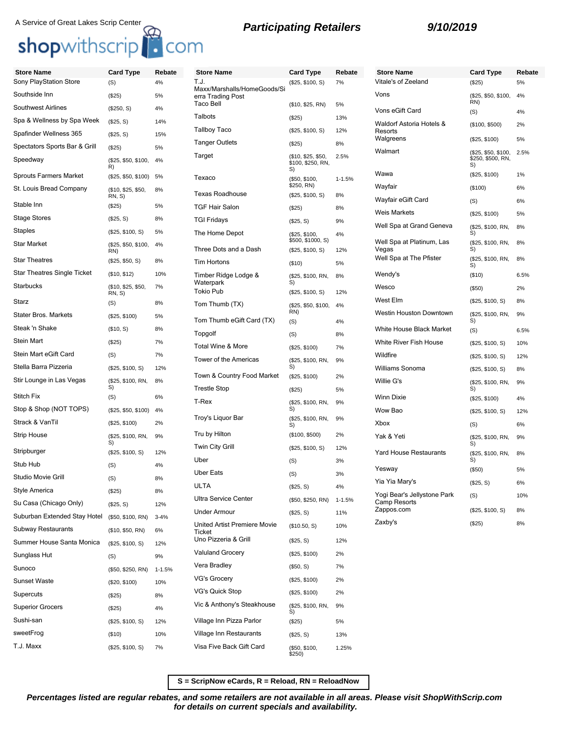A Service of Great Lakes Scrip Center

shopwithscrip.com

**Participating Retailers** **9/10/2019**

| Store Name | Card Type | Rebate |
|---|---|---|
| Sony PlayStation Store | (S) | 4% |
| Southside Inn | ($25) | 5% |
| Southwest Airlines | ($250, S) | 4% |
| Spa & Wellness by Spa Week | ($25, S) | 14% |
| Spafinder Wellness 365 | ($25, S) | 15% |
| Spectators Sports Bar & Grill | ($25) | 5% |
| Speedway | ($25, $50, $100, R) | 4% |
| Sprouts Farmers Market | ($25, $50, $100) | 5% |
| St. Louis Bread Company | ($10, $25, $50, RN, S) | 8% |
| Stable Inn | ($25) | 5% |
| Stage Stores | ($25, S) | 8% |
| Staples | ($25, $100, S) | 5% |
| Star Market | ($25, $50, $100, RN) | 4% |
| Star Theatres | ($25, $50, S) | 8% |
| Star Theatres Single Ticket | ($10, $12) | 10% |
| Starbucks | ($10, $25, $50, RN, S) | 7% |
| Starz | (S) | 8% |
| Stater Bros. Markets | ($25, $100) | 5% |
| Steak 'n Shake | ($10, S) | 8% |
| Stein Mart | ($25) | 7% |
| Stein Mart eGift Card | (S) | 7% |
| Stella Barra Pizzeria | ($25, $100, S) | 12% |
| Stir Lounge in Las Vegas | ($25, $100, RN, S) | 8% |
| Stitch Fix | (S) | 6% |
| Stop & Shop (NOT TOPS) | ($25, $50, $100) | 4% |
| Strack & VanTil | ($25, $100) | 2% |
| Strip House | ($25, $100, RN, S) | 9% |
| Stripburger | ($25, $100, S) | 12% |
| Stub Hub | (S) | 4% |
| Studio Movie Grill | (S) | 8% |
| Style America | ($25) | 8% |
| Su Casa (Chicago Only) | ($25, S) | 12% |
| Suburban Extended Stay Hotel | ($50, $100, RN) | 3-4% |
| Subway Restaurants | ($10, $50, RN) | 6% |
| Summer House Santa Monica | ($25, $100, S) | 12% |
| Sunglass Hut | (S) | 9% |
| Sunoco | ($50, $250, RN) | 1-1.5% |
| Sunset Waste | ($20, $100) | 10% |
| Supercuts | ($25) | 8% |
| Superior Grocers | ($25) | 4% |
| Sushi-san | ($25, $100, S) | 12% |
| sweetFrog | ($10) | 10% |
| T.J. Maxx | ($25, $100, S) | 7% |
| T.J. Maxx/Marshalls/HomeGoods/Sierra Trading Post | ($25, $100, S) | 7% |
| Taco Bell | ($10, $25, RN) | 5% |
| Talbots | ($25) | 13% |
| Tallboy Taco | ($25, $100, S) | 12% |
| Tanger Outlets | ($25) | 8% |
| Target | ($10, $25, $50, $100, $250, RN, S) | 2.5% |
| Texaco | ($50, $100, $250, RN) | 1-1.5% |
| Texas Roadhouse | ($25, $100, S) | 8% |
| TGF Hair Salon | ($25) | 8% |
| TGI Fridays | ($25, S) | 9% |
| The Home Depot | ($25, $100, $500, $1000, S) | 4% |
| Three Dots and a Dash | ($25, $100, S) | 12% |
| Tim Hortons | ($10) | 5% |
| Timber Ridge Lodge & Waterpark | ($25, $100, RN, S) | 8% |
| Tokio Pub | ($25, $100, S) | 12% |
| Tom Thumb (TX) | ($25, $50, $100, RN) | 4% |
| Tom Thumb eGift Card (TX) | (S) | 4% |
| Topgolf | (S) | 8% |
| Total Wine & More | ($25, $100) | 7% |
| Tower of the Americas | ($25, $100, RN, S) | 9% |
| Town & Country Food Market | ($25, $100) | 2% |
| Trestle Stop | ($25) | 5% |
| T-Rex | ($25, $100, RN, S) | 9% |
| Troy's Liquor Bar | ($25, $100, RN, S) | 9% |
| Tru by Hilton | ($100, $500) | 2% |
| Twin City Grill | ($25, $100, S) | 12% |
| Uber | (S) | 3% |
| Uber Eats | (S) | 3% |
| ULTA | ($25, S) | 4% |
| Ultra Service Center | ($50, $250, RN) | 1-1.5% |
| Under Armour | ($25, S) | 11% |
| United Artist Premiere Movie Ticket | ($10.50, S) | 10% |
| Uno Pizzeria & Grill | ($25, S) | 12% |
| Valuland Grocery | ($25, $100) | 2% |
| Vera Bradley | ($50, S) | 7% |
| VG's Grocery | ($25, $100) | 2% |
| VG's Quick Stop | ($25, $100) | 2% |
| Vic & Anthony's Steakhouse | ($25, $100, RN, S) | 9% |
| Village Inn Pizza Parlor | ($25) | 5% |
| Village Inn Restaurants | ($25, S) | 13% |
| Visa Five Back Gift Card | ($50, $100, $250) | 1.25% |
| Vitale's of Zeeland | ($25) | 5% |
| Vons | ($25, $50, $100, RN) | 4% |
| Vons eGift Card | (S) | 4% |
| Waldorf Astoria Hotels & Resorts | ($100, $500) | 2% |
| Walgreens | ($25, $100) | 5% |
| Walmart | ($25, $50, $100, $250, $500, RN, S) | 2.5% |
| Wawa | ($25, $100) | 1% |
| Wayfair | ($100) | 6% |
| Wayfair eGift Card | (S) | 6% |
| Weis Markets | ($25, $100) | 5% |
| Well Spa at Grand Geneva | ($25, $100, RN, S) | 8% |
| Well Spa at Platinum, Las Vegas | ($25, $100, RN, S) | 8% |
| Well Spa at The Pfister | ($25, $100, RN, S) | 8% |
| Wendy's | ($10) | 6.5% |
| Wesco | ($50) | 2% |
| West Elm | ($25, $100, S) | 8% |
| Westin Houston Downtown | ($25, $100, RN, S) | 9% |
| White House Black Market | (S) | 6.5% |
| White River Fish House | ($25, $100, S) | 10% |
| Wildfire | ($25, $100, S) | 12% |
| Williams Sonoma | ($25, $100, S) | 8% |
| Willie G's | ($25, $100, RN, S) | 9% |
| Winn Dixie | ($25, $100) | 4% |
| Wow Bao | ($25, $100, S) | 12% |
| Xbox | (S) | 6% |
| Yak & Yeti | ($25, $100, RN, S) | 9% |
| Yard House Restaurants | ($25, $100, RN, S) | 8% |
| Yesway | ($50) | 5% |
| Yia Yia Mary's | ($25, S) | 6% |
| Yogi Bear's Jellystone Park Camp Resorts | (S) | 10% |
| Zappos.com | ($25, $100, S) | 8% |
| Zaxby's | ($25) | 8% |

**S = ScripNow eCards, R = Reload, RN = ReloadNow**

***Percentages listed are regular rebates, and some retailers are not available in all areas. Please visit ShopWithScrip.com for details on current specials and availability.***